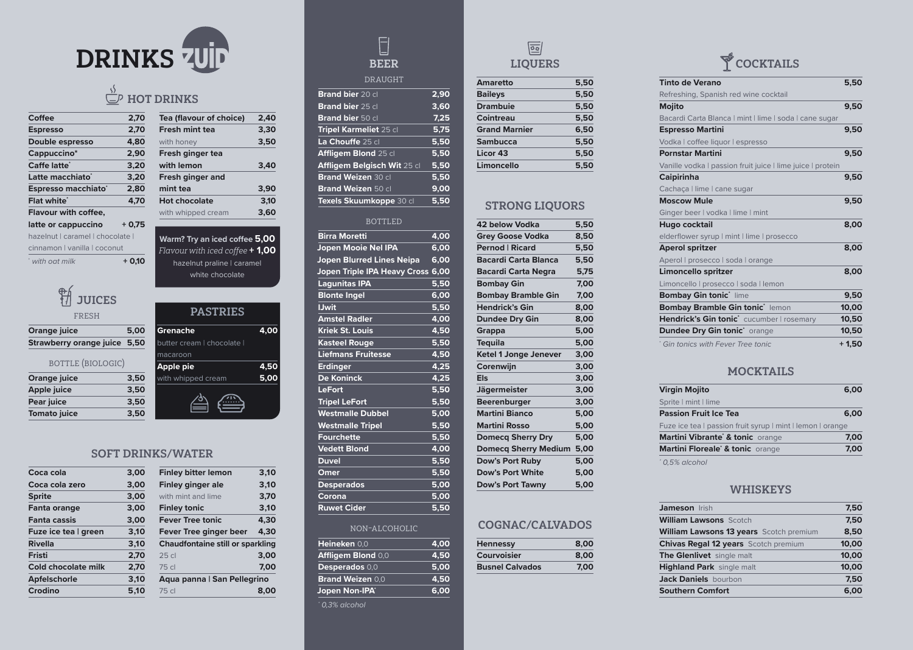# DRINKS ZUID

## HOT DRINKS

| Item | Price |
|---|---|
| **Coffee** | 2,70 |
| **Espresso** | 2,70 |
| **Double espresso** | 4,80 |
| **Cappuccino*** | 2,90 |
| **Caffe latte*** | 3,20 |
| **Latte macchiato*** | 3,20 |
| **Espresso macchiato*** | 2,80 |
| **Flat white*** | 4,70 |
| **Flavour with coffee, latte or cappuccino** | + 0,75 |
| hazelnut \| caramel \| chocolate \| cinnamon \| vanilla \| coconut | |
| *\* with oat milk* | + 0,10 |

| Item | Price |
|---|---|
| **Tea (flavour of choice)** | 2,40 |
| **Fresh mint tea** | 3,30 |
| with honey | 3,50 |
| **Fresh ginger tea with lemon** | 3,40 |
| **Fresh ginger and mint tea** | 3,90 |
| **Hot chocolate** | 3,10 |
| with whipped cream | 3,60 |

**Warm? Try an iced coffee 5,00**
*Flavour with iced coffee* **+ 1,00**
hazelnut praline | caramel
white chocolate

## JUICES

FRESH

| Item | Price |
|---|---|
| **Orange juice** | 5,00 |
| **Strawberry orange juice** | 5,50 |

BOTTLE (BIOLOGIC)

| Item | Price |
|---|---|
| **Orange juice** | 3,50 |
| **Apple juice** | 3,50 |
| **Pear juice** | 3,50 |
| **Tomato juice** | 3,50 |

## PASTRIES

| Item | Price |
|---|---|
| **Grenache** | 4,00 |
| butter cream \| chocolate \| macaroon | |
| **Apple pie** | 4,50 |
| with whipped cream | 5,00 |

## SOFT DRINKS/WATER

| Item | Price |
|---|---|
| **Coca cola** | 3,00 |
| **Coca cola zero** | 3,00 |
| **Sprite** | 3,00 |
| **Fanta orange** | 3,00 |
| **Fanta cassis** | 3,00 |
| **Fuze ice tea \| green** | 3,10 |
| **Rivella** | 3,10 |
| **Fristi** | 2,70 |
| **Cold chocolate milk** | 2,70 |
| **Apfelschorle** | 3,10 |
| **Crodino** | 5,10 |

| Item | Price |
|---|---|
| **Finley bitter lemon** | 3,10 |
| **Finley ginger ale** | 3,10 |
| with mint and lime | 3,70 |
| **Finley tonic** | 3,10 |
| **Fever Tree tonic** | 4,30 |
| **Fever Tree ginger beer** | 4,30 |
| **Chaudfontaine still or sparkling** | |
| 25 cl | 3,00 |
| 75 cl | 7,00 |
| **Aqua panna \| San Pellegrino** | |
| 75 cl | 8,00 |

## BEER

DRAUGHT

| Item | Price |
|---|---|
| **Brand bier** 20 cl | 2,90 |
| **Brand bier** 25 cl | 3,60 |
| **Brand bier** 50 cl | 7,25 |
| **Tripel Karmeliet** 25 cl | 5,75 |
| **La Chouffe** 25 cl | 5,50 |
| **Affligem Blond** 25 cl | 5,50 |
| **Affligem Belgisch Wit** 25 cl | 5,50 |
| **Brand Weizen** 30 cl | 5,50 |
| **Brand Weizen** 50 cl | 9,00 |
| **Texels Skuumkoppe** 30 cl | 5,50 |

BOTTLED

| Item | Price |
|---|---|
| **Birra Moretti** | 4,00 |
| **Jopen Mooie Nel IPA** | 6,00 |
| **Jopen Blurred Lines Neipa** | 6,00 |
| **Jopen Triple IPA Heavy Cross** | 6,00 |
| **Lagunitas IPA** | 5,50 |
| **Blonte Ingel** | 6,00 |
| **IJwit** | 5,50 |
| **Amstel Radler** | 4,00 |
| **Kriek St. Louis** | 4,50 |
| **Kasteel Rouge** | 5,50 |
| **Liefmans Fruitesse** | 4,50 |
| **Erdinger** | 4,25 |
| **De Koninck** | 4,25 |
| **LeFort** | 5,50 |
| **Tripel LeFort** | 5,50 |
| **Westmalle Dubbel** | 5,00 |
| **Westmalle Tripel** | 5,50 |
| **Fourchette** | 5,50 |
| **Vedett Blond** | 4,00 |
| **Duvel** | 5,50 |
| **Omer** | 5,50 |
| **Desperados** | 5,00 |
| **Corona** | 5,00 |
| **Ruwet Cider** | 5,50 |

NON-ALCOHOLIC

| Item | Price |
|---|---|
| **Heineken** 0,0 | 4,00 |
| **Affligem Blond** 0,0 | 4,50 |
| **Desperados** 0,0 | 5,00 |
| **Brand Weizen** 0,0 | 4,50 |
| **Jopen Non-IPA*** | 6,00 |

*\* 0,3% alcohol*

## LIQUERS

| Item | Price |
|---|---|
| **Amaretto** | 5,50 |
| **Baileys** | 5,50 |
| **Drambuie** | 5,50 |
| **Cointreau** | 5,50 |
| **Grand Marnier** | 6,50 |
| **Sambucca** | 5,50 |
| **Licor 43** | 5,50 |
| **Limoncello** | 5,50 |

## STRONG LIQUORS

| Item | Price |
|---|---|
| **42 below Vodka** | 5,50 |
| **Grey Goose Vodka** | 8,50 |
| **Pernod \| Ricard** | 5,50 |
| **Bacardi Carta Blanca** | 5,50 |
| **Bacardi Carta Negra** | 5,75 |
| **Bombay Gin** | 7,00 |
| **Bombay Bramble Gin** | 7,00 |
| **Hendrick's Gin** | 8,00 |
| **Dundee Dry Gin** | 8,00 |
| **Grappa** | 5,00 |
| **Tequila** | 5,00 |
| **Ketel 1 Jonge Jenever** | 3,00 |
| **Corenwijn** | 3,00 |
| **Els** | 3,00 |
| **Jägermeister** | 3,00 |
| **Beerenburger** | 3,00 |
| **Martini Bianco** | 5,00 |
| **Martini Rosso** | 5,00 |
| **Domecq Sherry Dry** | 5,00 |
| **Domecq Sherry Medium** | 5,00 |
| **Dow's Port Ruby** | 5,00 |
| **Dow's Port White** | 5,00 |
| **Dow's Port Tawny** | 5,00 |

## COGNAC/CALVADOS

| Item | Price |
|---|---|
| **Hennessy** | 8,00 |
| **Courvoisier** | 8,00 |
| **Busnel Calvados** | 7,00 |

## COCKTAILS

| Item | Price |
|---|---|
| **Tinto de Verano** | 5,50 |
| Refreshing, Spanish red wine cocktail | |
| **Mojito** | 9,50 |
| Bacardi Carta Blanca \| mint \| lime \| soda \| cane sugar | |
| **Espresso Martini** | 9,50 |
| Vodka \| coffee liquor \| espresso | |
| **Pornstar Martini** | 9,50 |
| Vanille vodka \| passion fruit juice \| lime juice \| protein | |
| **Caipirinha** | 9,50 |
| Cachaça \| lime \| cane sugar | |
| **Moscow Mule** | 9,50 |
| Ginger beer \| vodka \| lime \| mint | |
| **Hugo cocktail** | 8,00 |
| elderflower syrup \| mint \| lime \| prosecco | |
| **Aperol spritzer** | 8,00 |
| Aperol \| prosecco \| soda \| orange | |
| **Limoncello spritzer** | 8,00 |
| Limoncello \| prosecco \| soda \| lemon | |
| **Bombay Gin tonic*** lime | 9,50 |
| **Bombay Bramble Gin tonic*** lemon | 10,00 |
| **Hendrick's Gin tonic*** cucumber \| rosemary | 10,50 |
| **Dundee Dry Gin tonic*** orange | 10,50 |
| *\* Gin tonics with Fever Tree tonic* | + 1,50 |

## MOCKTAILS

| Item | Price |
|---|---|
| **Virgin Mojito** | 6,00 |
| Sprite \| mint \| lime | |
| **Passion Fruit Ice Tea** | 6,00 |
| Fuze ice tea \| passion fruit syrup \| mint \| lemon \| orange | |
| **Martini Vibrante* & tonic** orange | 7,00 |
| **Martini Floreale* & tonic** orange | 7,00 |

*\* 0,5% alcohol*

## WHISKEYS

| Item | Price |
|---|---|
| **Jameson** Irish | 7,50 |
| **William Lawsons** Scotch | 7,50 |
| **William Lawsons 13 years** Scotch premium | 8,50 |
| **Chivas Regal 12 years** Scotch premium | 10,00 |
| **The Glenlivet** single malt | 10,00 |
| **Highland Park** single malt | 10,00 |
| **Jack Daniels** bourbon | 7,50 |
| **Southern Comfort** | 6,00 |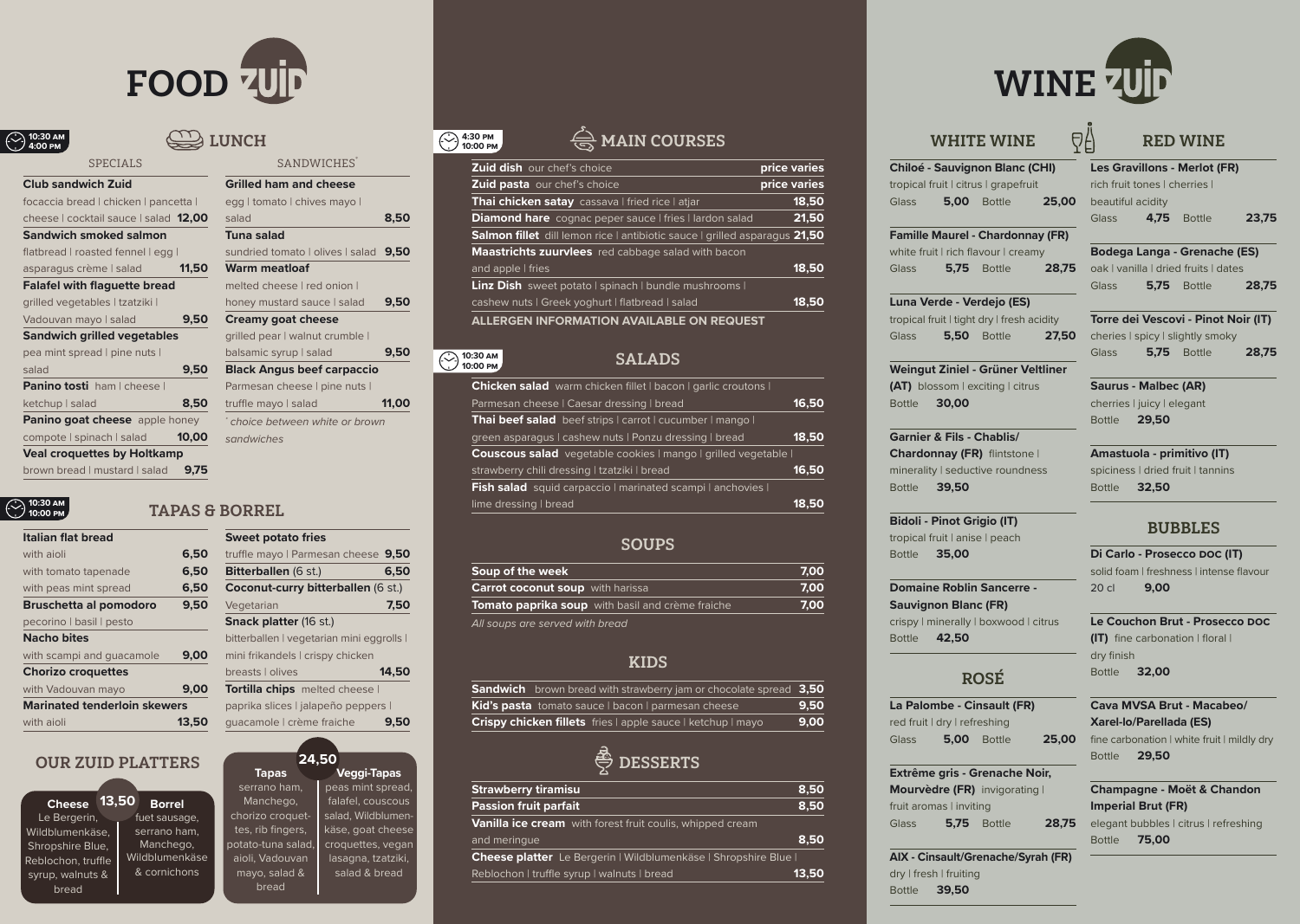# FOOD ZUID

## LUNCH

10:30 AM – 4:00 PM

### SPECIALS

**Club sandwich Zuid**
focaccia bread | chicken | pancetta | cheese | cocktail sauce | salad **12,00**

**Sandwich smoked salmon**
flatbread | roasted fennel | egg | asparagus crème | salad **11,50**

**Falafel with flaguette bread**
grilled vegetables | tzatziki | Vadouvan mayo | salad **9,50**

**Sandwich grilled vegetables**
pea mint spread | pine nuts | salad **9,50**

**Panino tosti** ham | cheese | ketchup | salad **8,50**

**Panino goat cheese** apple honey compote | spinach | salad **10,00**

**Veal croquettes by Holtkamp**
brown bread | mustard | salad **9,75**

### SANDWICHES*

**Grilled ham and cheese**
egg | tomato | chives mayo | salad **8,50**

**Tuna salad**
sundried tomato | olives | salad **9,50**

**Warm meatloaf**
melted cheese | red onion | honey mustard sauce | salad **9,50**

**Creamy goat cheese**
grilled pear | walnut crumble | balsamic syrup | salad **9,50**

**Black Angus beef carpaccio**
Parmesan cheese | pine nuts | truffle mayo | salad **11,00**

*\* choice between white or brown sandwiches*

## TAPAS & BORREL

10:30 AM – 10:00 PM

**Italian flat bread**
with aioli **6,50**
with tomato tapenade **6,50**
with peas mint spread **6,50**

**Bruschetta al pomodoro** **9,50**
pecorino | basil | pesto

**Nacho bites**
with scampi and guacamole **9,00**

**Chorizo croquettes**
with Vadouvan mayo **9,00**

**Marinated tenderloin skewers**
with aioli **13,50**

**Sweet potato fries**
truffle mayo | Parmesan cheese **9,50**

**Bitterballen** (6 st.) **6,50**

**Coconut-curry bitterballen** (6 st.)
Vegetarian **7,50**

**Snack platter** (16 st.)
bitterballen | vegetarian mini eggrolls | mini frikandels | crispy chicken breasts | olives **14,50**

**Tortilla chips** melted cheese | paprika slices | jalapeño peppers | guacamole | crème fraiche **9,50**

## OUR ZUID PLATTERS

**13,50**

**Cheese**
Le Bergerin, Wildblumenkäse, Shropshire Blue, Reblochon, truffle syrup, walnuts & bread

**Borrel**
fuet sausage, serrano ham, Manchego, Wildblumenkäse & cornichons

**24,50**

**Tapas**
serrano ham, Manchego, chorizo croquettes, rib fingers, potato-tuna salad, aioli, Vadouvan mayo, salad & bread

**Veggi-Tapas**
peas mint spread, falafel, couscous salad, Wildblumenkäse, goat cheese croquettes, vegan lasagna, tzatziki, salad & bread

## MAIN COURSES

4:30 PM – 10:00 PM

| | |
|---|---|
| **Zuid dish** our chef's choice | **price varies** |
| **Zuid pasta** our chef's choice | **price varies** |
| **Thai chicken satay** cassava \| fried rice \| atjar | **18,50** |
| **Diamond hare** cognac peper sauce \| fries \| lardon salad | **21,50** |
| **Salmon fillet** dill lemon rice \| antibiotic sauce \| grilled asparagus | **21,50** |
| **Maastrichts zuurvlees** red cabbage salad with bacon and apple \| fries | **18,50** |
| **Linz Dish** sweet potato \| spinach \| bundle mushrooms \| cashew nuts \| Greek yoghurt \| flatbread \| salad | **18,50** |

**ALLERGEN INFORMATION AVAILABLE ON REQUEST**

## SALADS

10:30 AM – 10:00 PM

| | |
|---|---|
| **Chicken salad** warm chicken fillet \| bacon \| garlic croutons \| Parmesan cheese \| Caesar dressing \| bread | **16,50** |
| **Thai beef salad** beef strips \| carrot \| cucumber \| mango \| green asparagus \| cashew nuts \| Ponzu dressing \| bread | **18,50** |
| **Couscous salad** vegetable cookies \| mango \| grilled vegetable \| strawberry chili dressing \| tzatziki \| bread | **16,50** |
| **Fish salad** squid carpaccio \| marinated scampi \| anchovies \| lime dressing \| bread | **18,50** |

## SOUPS

| | |
|---|---|
| **Soup of the week** | **7,00** |
| **Carrot coconut soup** with harissa | **7,00** |
| **Tomato paprika soup** with basil and crème fraiche | **7,00** |

*All soups are served with bread*

## KIDS

| | |
|---|---|
| **Sandwich** brown bread with strawberry jam or chocolate spread | **3,50** |
| **Kid's pasta** tomato sauce \| bacon \| parmesan cheese | **9,50** |
| **Crispy chicken fillets** fries \| apple sauce \| ketchup \| mayo | **9,00** |

## DESSERTS

| | |
|---|---|
| **Strawberry tiramisu** | **8,50** |
| **Passion fruit parfait** | **8,50** |
| **Vanilla ice cream** with forest fruit coulis, whipped cream and meringue | **8,50** |
| **Cheese platter** Le Bergerin \| Wildblumenkäse \| Shropshire Blue \| Reblochon \| truffle syrup \| walnuts \| bread | **13,50** |

# WINE ZUID

## WHITE WINE

**Chiloé - Sauvignon Blanc (CHI)**
tropical fruit | citrus | grapefruit
Glass **5,00** Bottle **25,00**

**Famille Maurel - Chardonnay (FR)**
white fruit | rich flavour | creamy
Glass **5,75** Bottle **28,75**

**Luna Verde - Verdejo (ES)**
tropical fruit | tight dry | fresh acidity
Glass **5,50** Bottle **27,50**

**Weingut Ziniel - Grüner Veltliner (AT)** blossom | exciting | citrus
Bottle **30,00**

**Garnier & Fils - Chablis/ Chardonnay (FR)** flintstone | minerality | seductive roundness
Bottle **39,50**

**Bidoli - Pinot Grigio (IT)**
tropical fruit | anise | peach
Bottle **35,00**

**Domaine Roblin Sancerre - Sauvignon Blanc (FR)**
crispy | minerally | boxwood | citrus
Bottle **42,50**

## ROSÉ

**La Palombe - Cinsault (FR)**
red fruit | dry | refreshing
Glass **5,00** Bottle **25,00**

**Extrême gris - Grenache Noir, Mourvèdre (FR)** invigorating | fruit aromas | inviting
Glass **5,75** Bottle **28,75**

**AIX - Cinsault/Grenache/Syrah (FR)**
dry | fresh | fruiting
Bottle **39,50**

## RED WINE

**Les Gravillons - Merlot (FR)**
rich fruit tones | cherries | beautiful acidity
Glass **4,75** Bottle **23,75**

**Bodega Langa - Grenache (ES)**
oak | vanilla | dried fruits | dates
Glass **5,75** Bottle **28,75**

**Torre dei Vescovi - Pinot Noir (IT)**
cheries | spicy | slightly smoky
Glass **5,75** Bottle **28,75**

**Saurus - Malbec (AR)**
cherries | juicy | elegant
Bottle **29,50**

**Amastuola - primitivo (IT)**
spiciness | dried fruit | tannins
Bottle **32,50**

## BUBBLES

**Di Carlo - Prosecco DOC (IT)**
solid foam | freshness | intense flavour
20 cl **9,00**

**Le Couchon Brut - Prosecco DOC (IT)** fine carbonation | floral | dry finish
Bottle **32,00**

**Cava MVSA Brut - Macabeo/ Xarel-lo/Parellada (ES)**
fine carbonation | white fruit | mildly dry
Bottle **29,50**

**Champagne - Moët & Chandon Imperial Brut (FR)**
elegant bubbles | citrus | refreshing
Bottle **75,00**